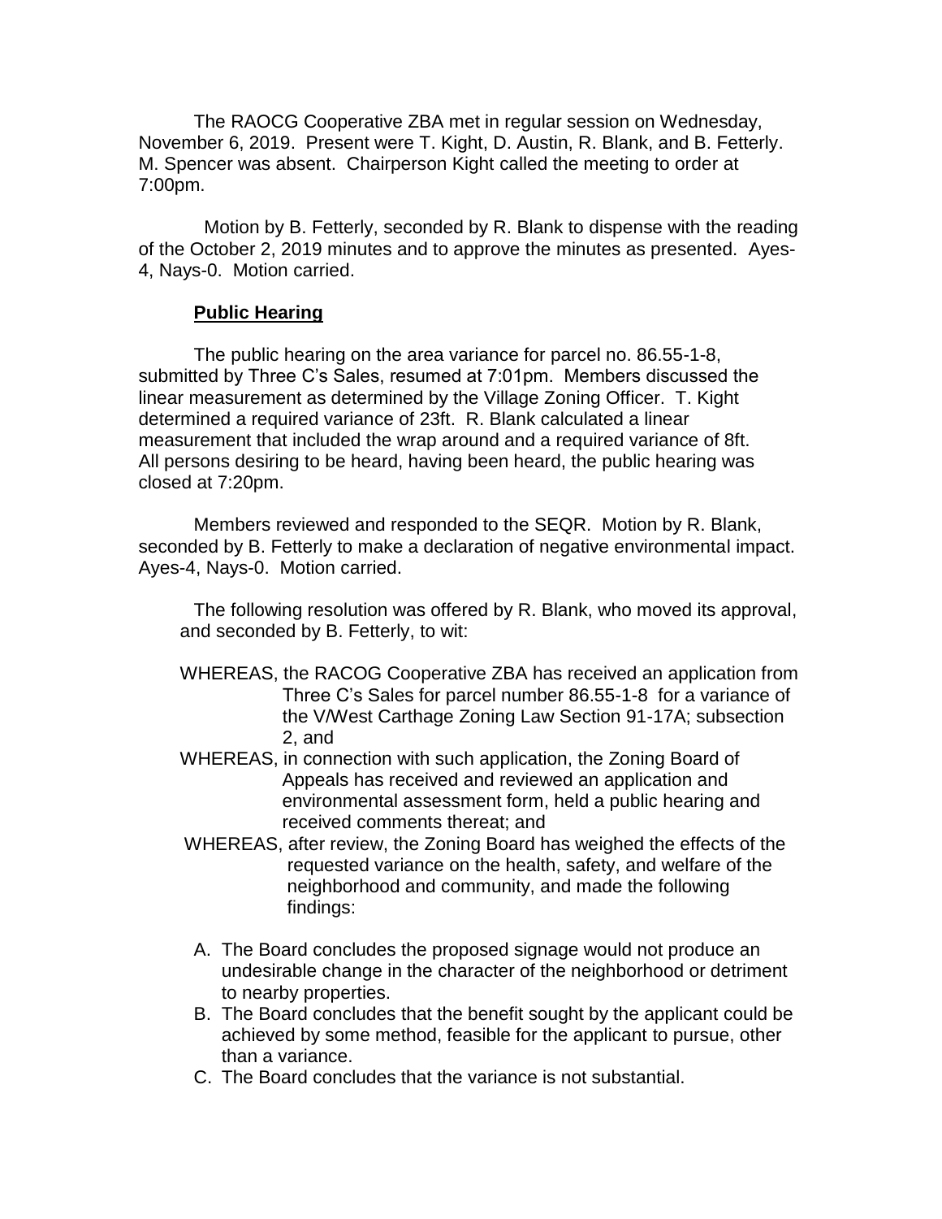The RAOCG Cooperative ZBA met in regular session on Wednesday, November 6, 2019. Present were T. Kight, D. Austin, R. Blank, and B. Fetterly. M. Spencer was absent. Chairperson Kight called the meeting to order at 7:00pm.

Motion by B. Fetterly, seconded by R. Blank to dispense with the reading of the October 2, 2019 minutes and to approve the minutes as presented. Ayes-4, Nays-0. Motion carried.

**Public Hearing**

The public hearing on the area variance for parcel no. 86.55-1-8, submitted by Three C's Sales, resumed at 7:01pm. Members discussed the linear measurement as determined by the Village Zoning Officer. T. Kight determined a required variance of 23ft. R. Blank calculated a linear measurement that included the wrap around and a required variance of 8ft. All persons desiring to be heard, having been heard, the public hearing was closed at 7:20pm.

Members reviewed and responded to the SEQR. Motion by R. Blank, seconded by B. Fetterly to make a declaration of negative environmental impact. Ayes-4, Nays-0. Motion carried.

The following resolution was offered by R. Blank, who moved its approval, and seconded by B. Fetterly, to wit:

WHEREAS, the RACOG Cooperative ZBA has received an application from Three C's Sales for parcel number 86.55-1-8 for a variance of the V/West Carthage Zoning Law Section 91-17A; subsection 2, and

WHEREAS, in connection with such application, the Zoning Board of Appeals has received and reviewed an application and environmental assessment form, held a public hearing and received comments thereat; and

WHEREAS, after review, the Zoning Board has weighed the effects of the requested variance on the health, safety, and welfare of the neighborhood and community, and made the following findings:

A. The Board concludes the proposed signage would not produce an undesirable change in the character of the neighborhood or detriment to nearby properties.
B. The Board concludes that the benefit sought by the applicant could be achieved by some method, feasible for the applicant to pursue, other than a variance.
C. The Board concludes that the variance is not substantial.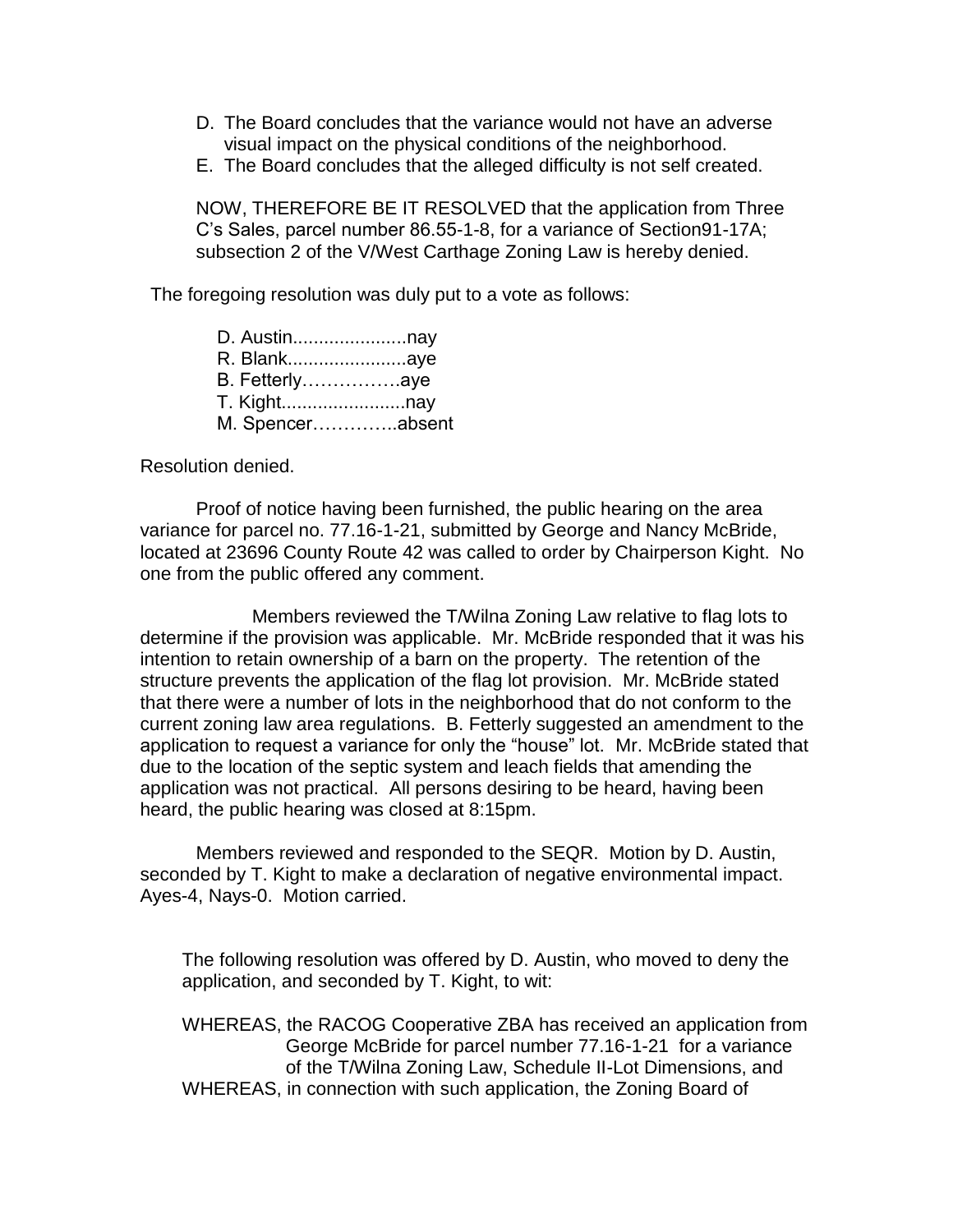D. The Board concludes that the variance would not have an adverse visual impact on the physical conditions of the neighborhood.
E. The Board concludes that the alleged difficulty is not self created.

NOW, THEREFORE BE IT RESOLVED that the application from Three C's Sales, parcel number 86.55-1-8, for a variance of Section91-17A; subsection 2 of the V/West Carthage Zoning Law is hereby denied.

The foregoing resolution was duly put to a vote as follows:

D. Austin......................nay
R. Blank.......................aye
B. Fetterly…………….aye
T. Kight........................nay
M. Spencer…………..absent

Resolution denied.

Proof of notice having been furnished, the public hearing on the area variance for parcel no. 77.16-1-21, submitted by George and Nancy McBride, located at 23696 County Route 42 was called to order by Chairperson Kight. No one from the public offered any comment.

Members reviewed the T/Wilna Zoning Law relative to flag lots to determine if the provision was applicable. Mr. McBride responded that it was his intention to retain ownership of a barn on the property. The retention of the structure prevents the application of the flag lot provision. Mr. McBride stated that there were a number of lots in the neighborhood that do not conform to the current zoning law area regulations. B. Fetterly suggested an amendment to the application to request a variance for only the "house" lot. Mr. McBride stated that due to the location of the septic system and leach fields that amending the application was not practical. All persons desiring to be heard, having been heard, the public hearing was closed at 8:15pm.

Members reviewed and responded to the SEQR. Motion by D. Austin, seconded by T. Kight to make a declaration of negative environmental impact. Ayes-4, Nays-0. Motion carried.

The following resolution was offered by D. Austin, who moved to deny the application, and seconded by T. Kight, to wit:

WHEREAS, the RACOG Cooperative ZBA has received an application from George McBride for parcel number 77.16-1-21 for a variance of the T/Wilna Zoning Law, Schedule II-Lot Dimensions, and

WHEREAS, in connection with such application, the Zoning Board of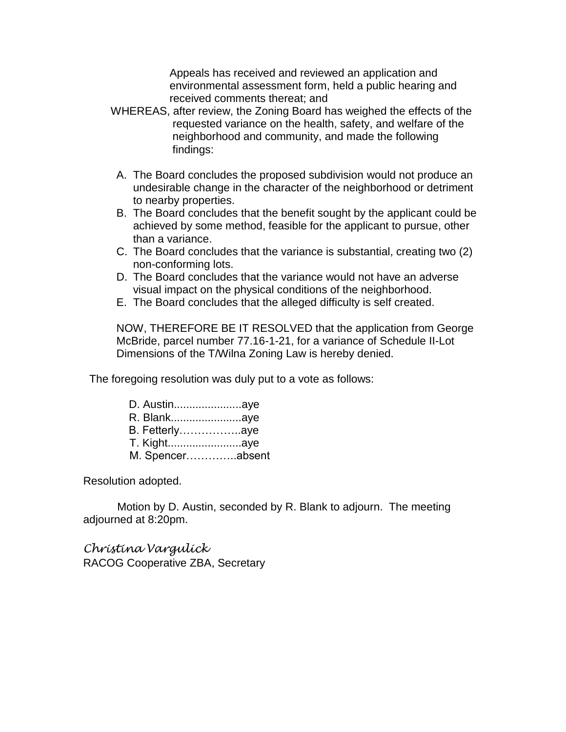Appeals has received and reviewed an application and environmental assessment form, held a public hearing and received comments thereat; and

WHEREAS, after review, the Zoning Board has weighed the effects of the requested variance on the health, safety, and welfare of the neighborhood and community, and made the following findings:

A. The Board concludes the proposed subdivision would not produce an undesirable change in the character of the neighborhood or detriment to nearby properties.
B. The Board concludes that the benefit sought by the applicant could be achieved by some method, feasible for the applicant to pursue, other than a variance.
C. The Board concludes that the variance is substantial, creating two (2) non-conforming lots.
D. The Board concludes that the variance would not have an adverse visual impact on the physical conditions of the neighborhood.
E. The Board concludes that the alleged difficulty is self created.

NOW, THEREFORE BE IT RESOLVED that the application from George McBride, parcel number 77.16-1-21, for a variance of Schedule II-Lot Dimensions of the T/Wilna Zoning Law is hereby denied.

The foregoing resolution was duly put to a vote as follows:

D. Austin......................aye
R. Blank.......................aye
B. Fetterly……………..aye
T. Kight........................aye
M. Spencer…………..absent

Resolution adopted.

Motion by D. Austin, seconded by R. Blank to adjourn. The meeting adjourned at 8:20pm.

*Christina Vargulick*
RACOG Cooperative ZBA, Secretary